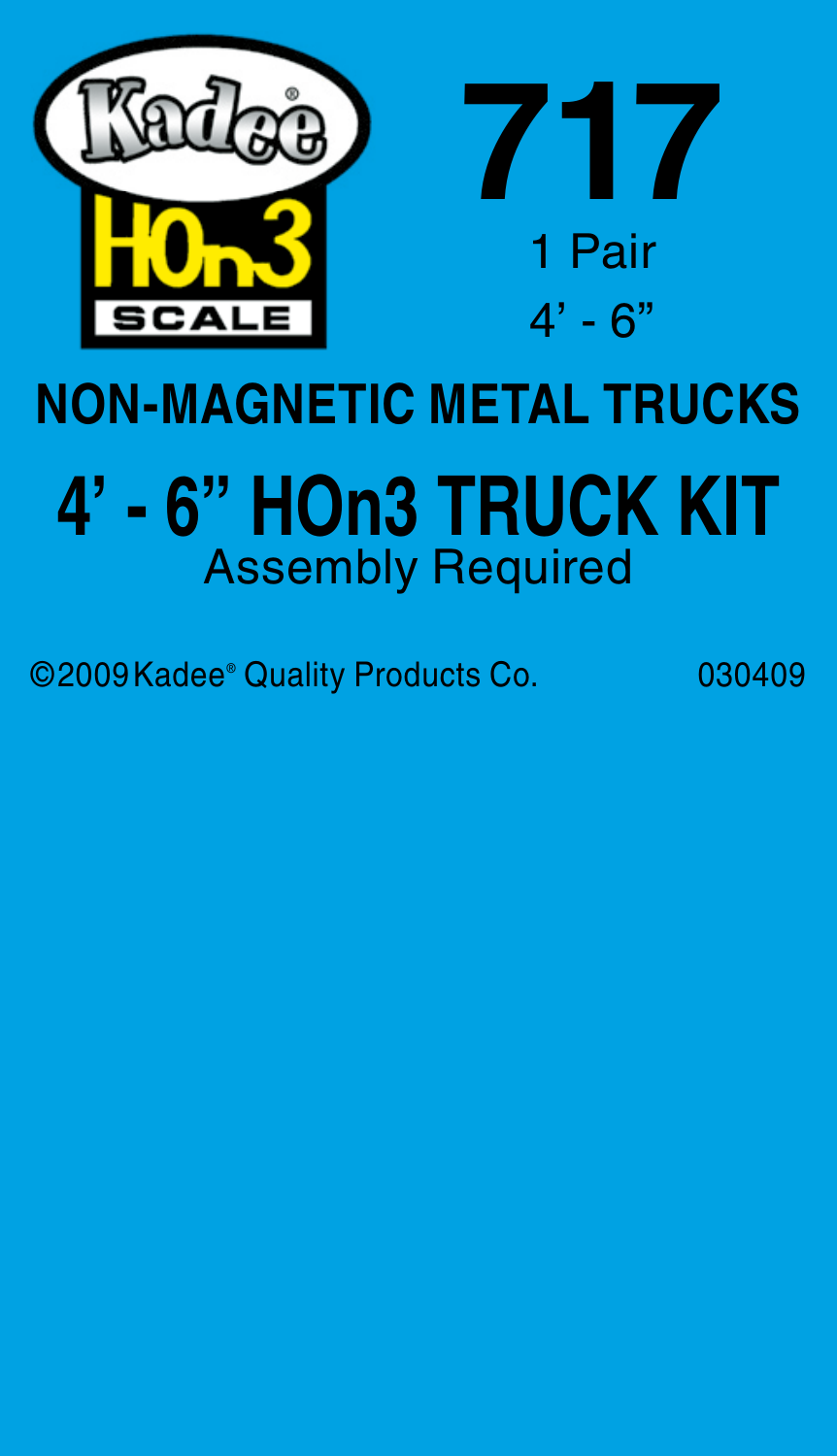Kadee®

HOn3 SCALE

# 717

1 Pair

4' - 6"

## NON-MAGNETIC METAL TRUCKS

# 4' - 6" HOn3 TRUCK KIT

Assembly Required

©2009 Kadee® Quality Products Co. 030409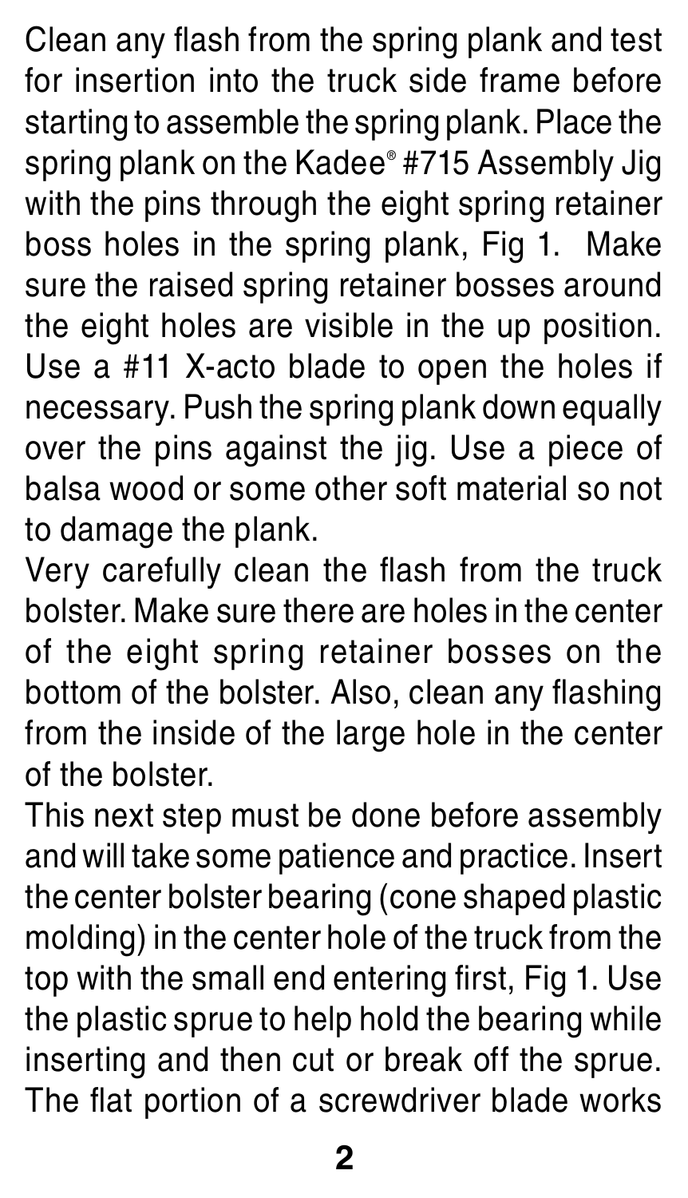Clean any flash from the spring plank and test for insertion into the truck side frame before starting to assemble the spring plank. Place the spring plank on the Kadee® #715 Assembly Jig with the pins through the eight spring retainer boss holes in the spring plank, Fig 1. Make sure the raised spring retainer bosses around the eight holes are visible in the up position. Use a #11 X-acto blade to open the holes if necessary. Push the spring plank down equally over the pins against the jig. Use a piece of balsa wood or some other soft material so not to damage the plank.

Very carefully clean the flash from the truck bolster. Make sure there are holes in the center of the eight spring retainer bosses on the bottom of the bolster. Also, clean any flashing from the inside of the large hole in the center of the bolster.

This next step must be done before assembly and will take some patience and practice. Insert the center bolster bearing (cone shaped plastic molding) in the center hole of the truck from the top with the small end entering first, Fig 1. Use the plastic sprue to help hold the bearing while inserting and then cut or break off the sprue. The flat portion of a screwdriver blade works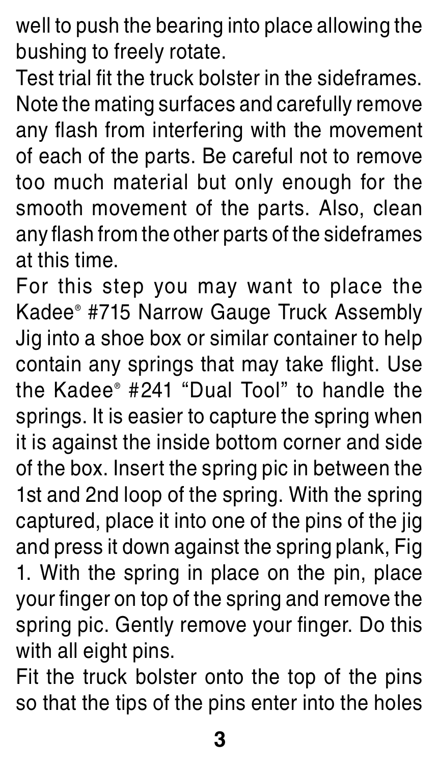well to push the bearing into place allowing the bushing to freely rotate.

Test trial fit the truck bolster in the sideframes. Note the mating surfaces and carefully remove any flash from interfering with the movement of each of the parts. Be careful not to remove too much material but only enough for the smooth movement of the parts. Also, clean any flash from the other parts of the sideframes at this time.

For this step you may want to place the Kadee® #715 Narrow Gauge Truck Assembly Jig into a shoe box or similar container to help contain any springs that may take flight. Use the Kadee® #241 "Dual Tool" to handle the springs. It is easier to capture the spring when it is against the inside bottom corner and side of the box. Insert the spring pic in between the 1st and 2nd loop of the spring. With the spring captured, place it into one of the pins of the jig and press it down against the spring plank, Fig 1. With the spring in place on the pin, place your finger on top of the spring and remove the spring pic. Gently remove your finger. Do this with all eight pins.

Fit the truck bolster onto the top of the pins so that the tips of the pins enter into the holes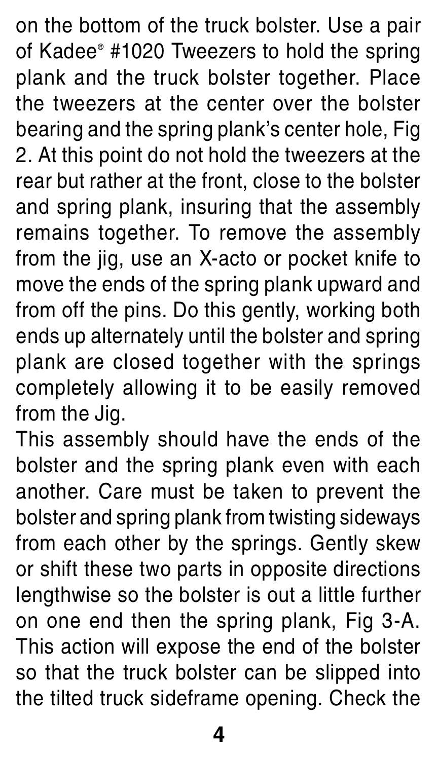on the bottom of the truck bolster. Use a pair of Kadee® #1020 Tweezers to hold the spring plank and the truck bolster together. Place the tweezers at the center over the bolster bearing and the spring plank's center hole, Fig 2. At this point do not hold the tweezers at the rear but rather at the front, close to the bolster and spring plank, insuring that the assembly remains together. To remove the assembly from the jig, use an X-acto or pocket knife to move the ends of the spring plank upward and from off the pins. Do this gently, working both ends up alternately until the bolster and spring plank are closed together with the springs completely allowing it to be easily removed from the Jig.

This assembly should have the ends of the bolster and the spring plank even with each another. Care must be taken to prevent the bolster and spring plank from twisting sideways from each other by the springs. Gently skew or shift these two parts in opposite directions lengthwise so the bolster is out a little further on one end then the spring plank, Fig 3-A. This action will expose the end of the bolster so that the truck bolster can be slipped into the tilted truck sideframe opening. Check the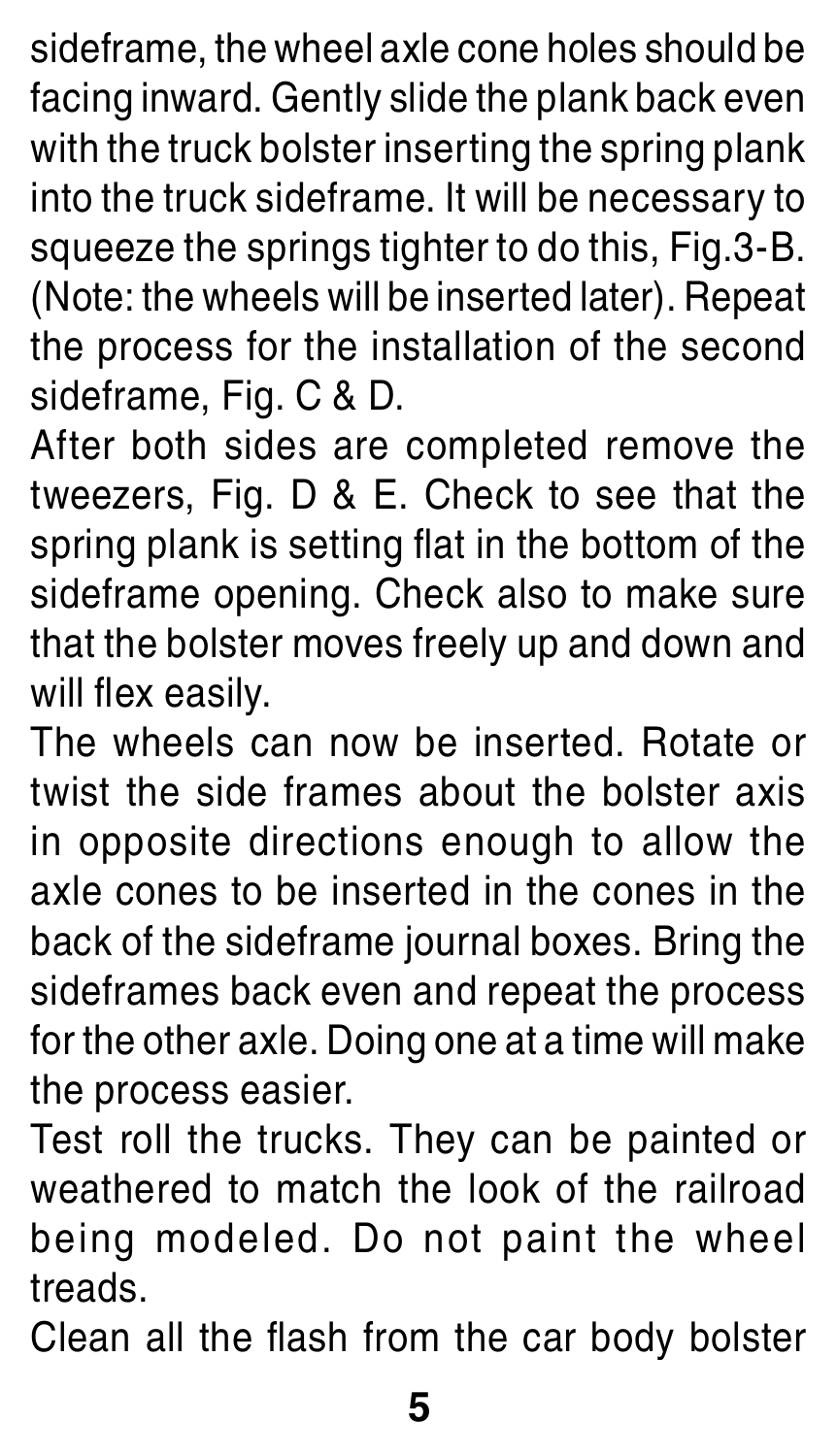sideframe, the wheel axle cone holes should be facing inward. Gently slide the plank back even with the truck bolster inserting the spring plank into the truck sideframe. It will be necessary to squeeze the springs tighter to do this, Fig.3-B. (Note: the wheels will be inserted later). Repeat the process for the installation of the second sideframe, Fig. C & D.

After both sides are completed remove the tweezers, Fig. D & E. Check to see that the spring plank is setting flat in the bottom of the sideframe opening. Check also to make sure that the bolster moves freely up and down and will flex easily.

The wheels can now be inserted. Rotate or twist the side frames about the bolster axis in opposite directions enough to allow the axle cones to be inserted in the cones in the back of the sideframe journal boxes. Bring the sideframes back even and repeat the process for the other axle. Doing one at a time will make the process easier.

Test roll the trucks. They can be painted or weathered to match the look of the railroad being modeled. Do not paint the wheel treads.

Clean all the flash from the car body bolster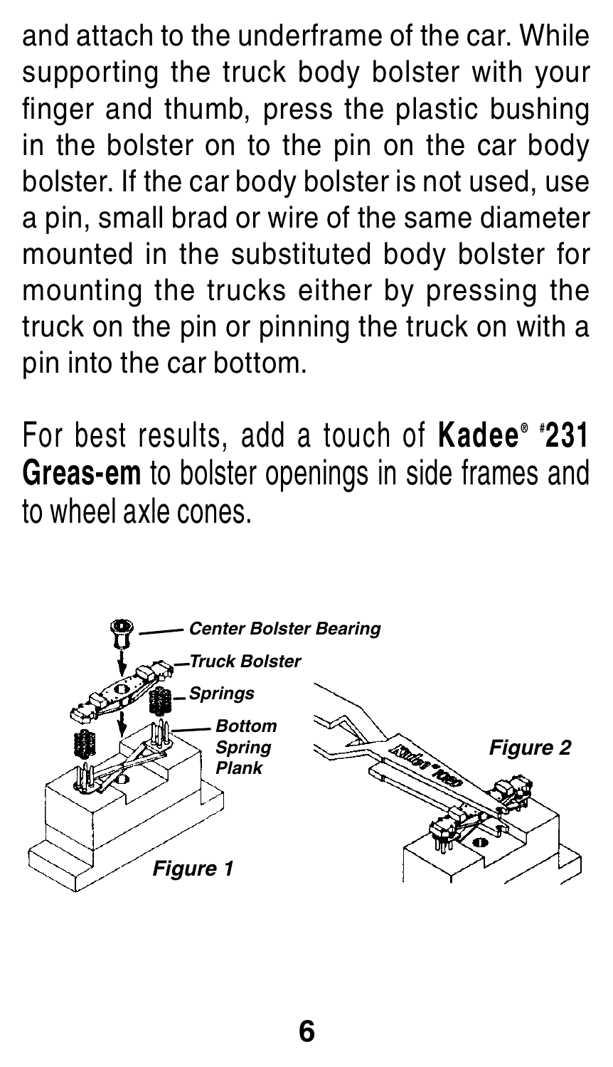and attach to the underframe of the car. While supporting the truck body bolster with your finger and thumb, press the plastic bushing in the bolster on to the pin on the car body bolster. If the car body bolster is not used, use a pin, small brad or wire of the same diameter mounted in the substituted body bolster for mounting the trucks either by pressing the truck on the pin or pinning the truck on with a pin into the car bottom.

For best results, add a touch of **Kadee® #231 Greas-em** to bolster openings in side frames and to wheel axle cones.

***Center Bolster Bearing***

***Truck Bolster***

***Springs***

***Bottom Spring Plank***

***Figure 1***

***Figure 2***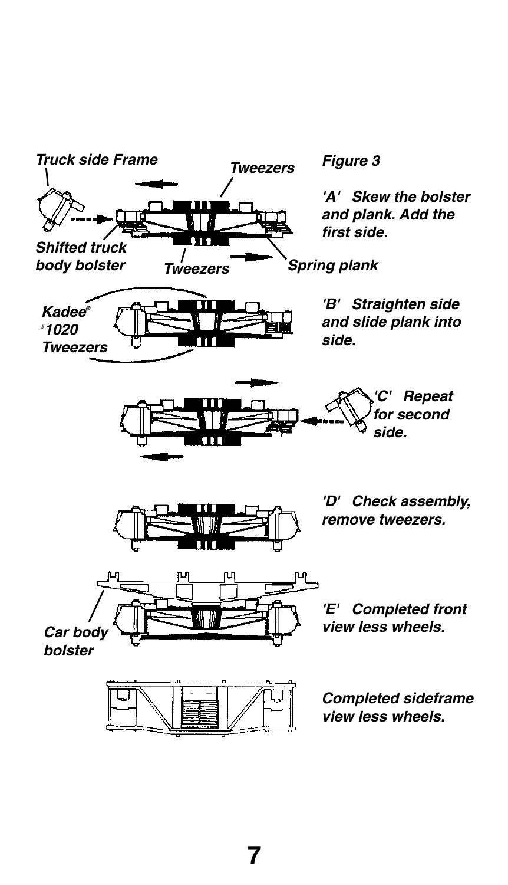Truck side Frame

Tweezers

**Figure 3**

*'A' Skew the bolster and plank. Add the first side.*

Shifted truck body bolster

Tweezers

Spring plank

Kadee® #1020 Tweezers

*'B' Straighten side and slide plank into side.*

*'C' Repeat for second side.*

*'D' Check assembly, remove tweezers.*

Car body bolster

*'E' Completed front view less wheels.*

*Completed sideframe view less wheels.*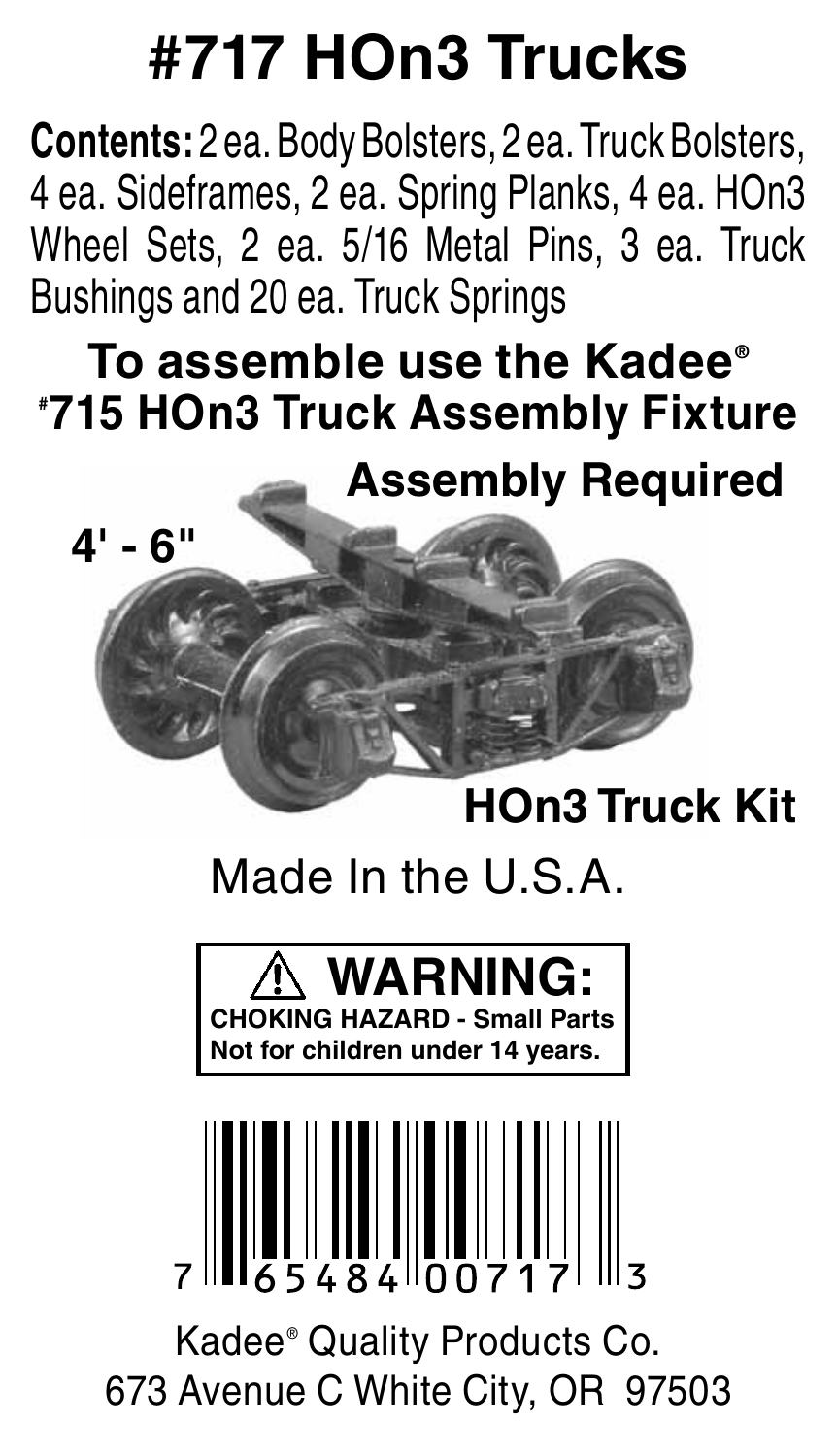# #717 HOn3 Trucks

**Contents:** 2 ea. Body Bolsters, 2 ea. Truck Bolsters, 4 ea. Sideframes, 2 ea. Spring Planks, 4 ea. HOn3 Wheel Sets, 2 ea. 5/16 Metal Pins, 3 ea. Truck Bushings and 20 ea. Truck Springs

## To assemble use the Kadee® #715 HOn3 Truck Assembly Fixture

**Assembly Required**

**4' - 6"**

**HOn3 Truck Kit**

Made In the U.S.A.

**⚠ WARNING:**
**CHOKING HAZARD - Small Parts**
**Not for children under 14 years.**

7 65484 00717 3

Kadee® Quality Products Co.
673 Avenue C White City, OR 97503